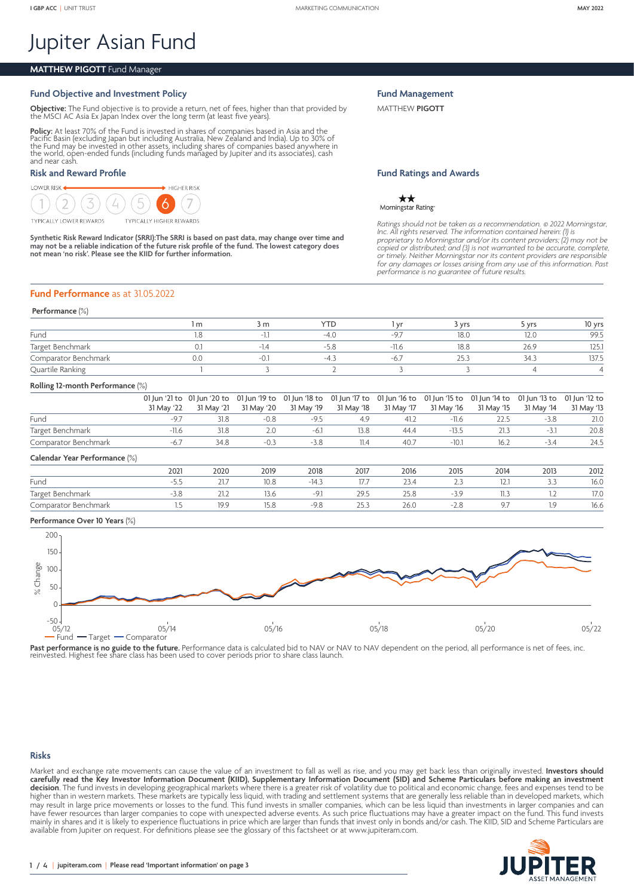# Jupiter Asian Fund

**MATTHEW PIGOTT** Fund Manager

## Fund Objective and Investment Policy

**Objective:** The Fund objective is to provide a return, net of fees, higher than that provided by the MSCI AC Asia Ex Japan Index over the long term (at least five years).

**Policy:** At least 70% of the Fund is invested in shares of companies based in Asia and the Pacific Basin (excluding Japan but including Australia, New Zealand and India). Up to 30% of the Fund may be invested in other assets, including shares of companies based anywhere in the world, open-ended funds (including funds managed by Jupiter and its associates), cash and near cash.

## Risk and Reward Profile

LOWER RISK — HIGHER RISK

1 2 3 4 5 **6** 7

TYPICALLY LOWER REWARDS — TYPICALLY HIGHER REWARDS

**Synthetic Risk Reward Indicator (SRRI):The SRRI is based on past data, may change over time and may not be a reliable indication of the future risk profile of the fund. The lowest category does not mean 'no risk'. Please see the KIID for further information.**

## Fund Management

MATTHEW **PIGOTT**

## Fund Ratings and Awards

★★ Morningstar Rating™

*Ratings should not be taken as a recommendation. © 2022 Morningstar, Inc. All rights reserved. The information contained herein: (1) is proprietary to Morningstar and/or its content providers; (2) may not be copied or distributed; and (3) is not warranted to be accurate, complete, or timely. Neither Morningstar nor its content providers are responsible for any damages or losses arising from any use of this information. Past performance is no guarantee of future results.*

## Fund Performance as at 31.05.2022

**Performance** (%)

| | 1 m | 3 m | YTD | 1 yr | 3 yrs | 5 yrs | 10 yrs |
|---|---|---|---|---|---|---|---|
| Fund | 1.8 | -1.1 | -4.0 | -9.7 | 18.0 | 12.0 | 99.5 |
| Target Benchmark | 0.1 | -1.4 | -5.8 | -11.6 | 18.8 | 26.9 | 125.1 |
| Comparator Benchmark | 0.0 | -0.1 | -4.3 | -6.7 | 25.3 | 34.3 | 137.5 |
| Quartile Ranking | 1 | 3 | 2 | 3 | 3 | 4 | 4 |

**Rolling 12-month Performance** (%)

| | 01 Jun '21 to 31 May '22 | 01 Jun '20 to 31 May '21 | 01 Jun '19 to 31 May '20 | 01 Jun '18 to 31 May '19 | 01 Jun '17 to 31 May '18 | 01 Jun '16 to 31 May '17 | 01 Jun '15 to 31 May '16 | 01 Jun '14 to 31 May '15 | 01 Jun '13 to 31 May '14 | 01 Jun '12 to 31 May '13 |
|---|---|---|---|---|---|---|---|---|---|---|
| Fund | -9.7 | 31.8 | -0.8 | -9.5 | 4.9 | 41.2 | -11.6 | 22.5 | -3.8 | 21.0 |
| Target Benchmark | -11.6 | 31.8 | 2.0 | -6.1 | 13.8 | 44.4 | -13.5 | 21.3 | -3.1 | 20.8 |
| Comparator Benchmark | -6.7 | 34.8 | -0.3 | -3.8 | 11.4 | 40.7 | -10.1 | 16.2 | -3.4 | 24.5 |

**Calendar Year Performance** (%)

| | 2021 | 2020 | 2019 | 2018 | 2017 | 2016 | 2015 | 2014 | 2013 | 2012 |
|---|---|---|---|---|---|---|---|---|---|---|
| Fund | -5.5 | 21.7 | 10.8 | -14.3 | 17.7 | 23.4 | 2.3 | 12.1 | 3.3 | 16.0 |
| Target Benchmark | -3.8 | 21.2 | 13.6 | -9.1 | 29.5 | 25.8 | -3.9 | 11.3 | 1.2 | 17.0 |
| Comparator Benchmark | 1.5 | 19.9 | 15.8 | -9.8 | 25.3 | 26.0 | -2.8 | 9.7 | 1.9 | 16.6 |

**Performance Over 10 Years** (%)

— Fund — Target — Comparator

**Past performance is no guide to the future.** Performance data is calculated bid to NAV or NAV to NAV dependent on the period, all performance is net of fees, inc. reinvested. Highest fee share class has been used to cover periods prior to share class launch.

## Risks

Market and exchange rate movements can cause the value of an investment to fall as well as rise, and you may get back less than originally invested. **Investors should carefully read the Key Investor Information Document (KIID), Supplementary Information Document (SID) and Scheme Particulars before making an investment decision**. The fund invests in developing geographical markets where there is a greater risk of volatility due to political and economic change, fees and expenses tend to be higher than in western markets. These markets are typically less liquid, with trading and settlement systems that are generally less reliable than in developed markets, which may result in large price movements or losses to the fund. This fund invests in smaller companies, which can be less liquid than investments in larger companies and can have fewer resources than larger companies to cope with unexpected adverse events. As such price fluctuations may have a greater impact on the fund. This fund invests mainly in shares and it is likely to experience fluctuations in price which are larger than funds that invest only in bonds and/or cash. The KIID, SID and Scheme Particulars are available from Jupiter on request. For definitions please see the glossary of this factsheet or at www.jupiteram.com.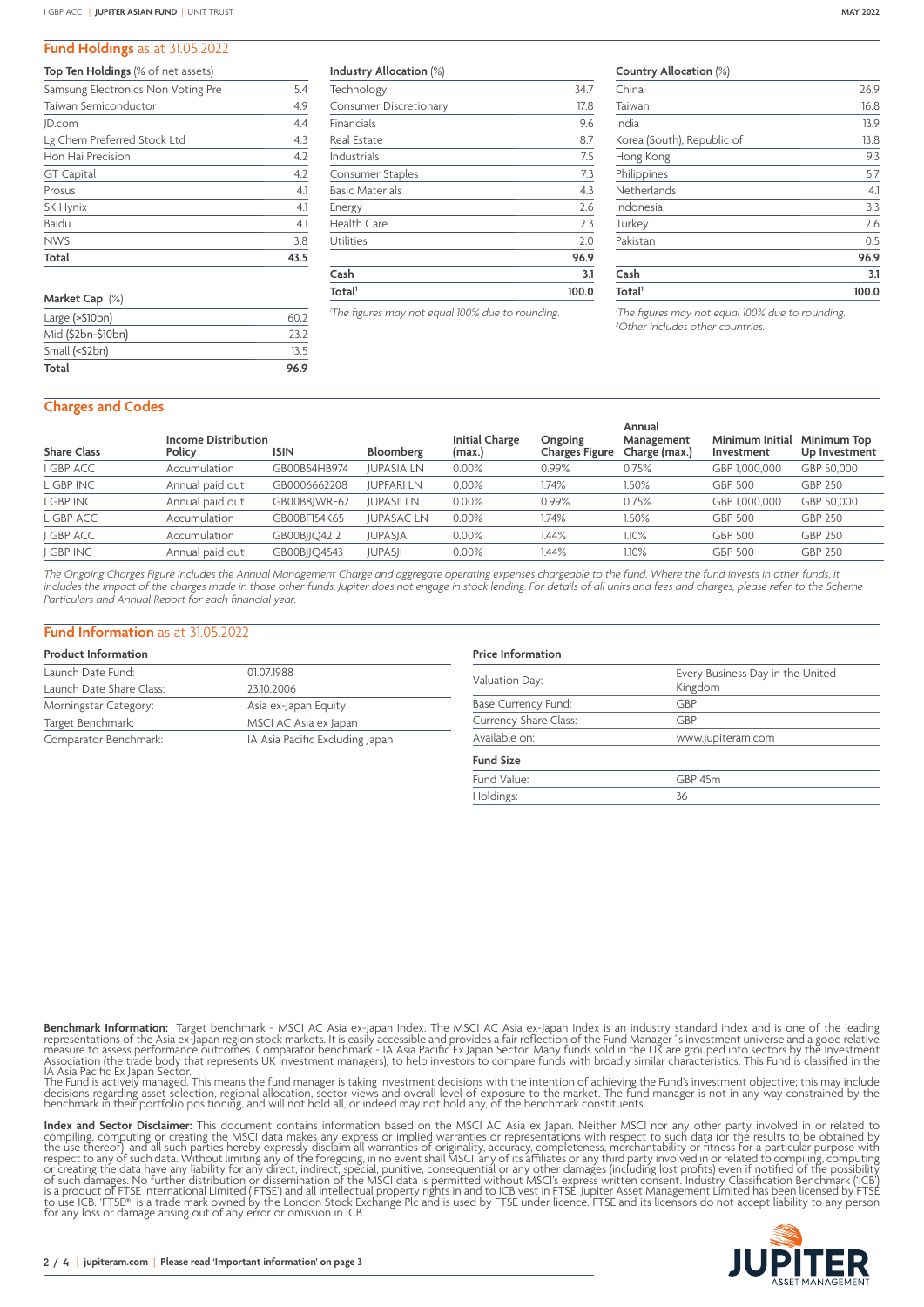## Fund Holdings as at 31.05.2022

**Top Ten Holdings** (% of net assets)

| Top Ten Holdings | |
|---|---|
| Samsung Electronics Non Voting Pre | 5.4 |
| Taiwan Semiconductor | 4.9 |
| JD.com | 4.4 |
| Lg Chem Preferred Stock Ltd | 4.3 |
| Hon Hai Precision | 4.2 |
| GT Capital | 4.2 |
| Prosus | 4.1 |
| SK Hynix | 4.1 |
| Baidu | 4.1 |
| NWS | 3.8 |
| **Total** | **43.5** |

**Market Cap** (%)

| Market Cap | |
|---|---|
| Large (>$10bn) | 60.2 |
| Mid ($2bn-$10bn) | 23.2 |
| Small (<$2bn) | 13.5 |
| **Total** | **96.9** |

**Industry Allocation** (%)

| Industry Allocation | |
|---|---|
| Technology | 34.7 |
| Consumer Discretionary | 17.8 |
| Financials | 9.6 |
| Real Estate | 8.7 |
| Industrials | 7.5 |
| Consumer Staples | 7.3 |
| Basic Materials | 4.3 |
| Energy | 2.6 |
| Health Care | 2.3 |
| Utilities | 2.0 |
| | **96.9** |
| **Cash** | **3.1** |
| **Total**[1] | **100.0** |

*[1]The figures may not equal 100% due to rounding.*

**Country Allocation** (%)

| Country Allocation | |
|---|---|
| China | 26.9 |
| Taiwan | 16.8 |
| India | 13.9 |
| Korea (South), Republic of | 13.8 |
| Hong Kong | 9.3 |
| Philippines | 5.7 |
| Netherlands | 4.1 |
| Indonesia | 3.3 |
| Turkey | 2.6 |
| Pakistan | 0.5 |
| | **96.9** |
| **Cash** | **3.1** |
| **Total**[1] | **100.0** |

*[1]The figures may not equal 100% due to rounding.*
*[2]Other includes other countries.*

## Charges and Codes

| Share Class | Income Distribution Policy | ISIN | Bloomberg | Initial Charge (max.) | Ongoing Charges Figure | Annual Management Charge (max.) | Minimum Initial Investment | Minimum Top Up Investment |
|---|---|---|---|---|---|---|---|---|
| I GBP ACC | Accumulation | GB00B54HB974 | JUPASIA LN | 0.00% | 0.99% | 0.75% | GBP 1,000,000 | GBP 50,000 |
| L GBP INC | Annual paid out | GB0006662208 | JUPFARI LN | 0.00% | 1.74% | 1.50% | GBP 500 | GBP 250 |
| I GBP INC | Annual paid out | GB00B8JWRF62 | JUPASII LN | 0.00% | 0.99% | 0.75% | GBP 1,000,000 | GBP 50,000 |
| L GBP ACC | Accumulation | GB00BF154K65 | JUPASAC LN | 0.00% | 1.74% | 1.50% | GBP 500 | GBP 250 |
| J GBP ACC | Accumulation | GB00BJJQ4212 | JUPASJA | 0.00% | 1.44% | 1.10% | GBP 500 | GBP 250 |
| J GBP INC | Annual paid out | GB00BJJQ4543 | JUPASJI | 0.00% | 1.44% | 1.10% | GBP 500 | GBP 250 |

*The Ongoing Charges Figure includes the Annual Management Charge and aggregate operating expenses chargeable to the fund. Where the fund invests in other funds, it includes the impact of the charges made in those other funds. Jupiter does not engage in stock lending. For details of all units and fees and charges, please refer to the Scheme Particulars and Annual Report for each financial year.*

## Fund Information as at 31.05.2022

**Product Information**

| Product Information | |
|---|---|
| Launch Date Fund: | 01.07.1988 |
| Launch Date Share Class: | 23.10.2006 |
| Morningstar Category: | Asia ex-Japan Equity |
| Target Benchmark: | MSCI AC Asia ex Japan |
| Comparator Benchmark: | IA Asia Pacific Excluding Japan |

**Price Information**

| Price Information | |
|---|---|
| Valuation Day: | Every Business Day in the United Kingdom |
| Base Currency Fund: | GBP |
| Currency Share Class: | GBP |
| Available on: | www.jupiteram.com |

**Fund Size**

| Fund Size | |
|---|---|
| Fund Value: | GBP 45m |
| Holdings: | 36 |

**Benchmark Information:** Target benchmark - MSCI AC Asia ex-Japan Index. The MSCI AC Asia ex-Japan Index is an industry standard index and is one of the leading representations of the Asia ex-Japan region stock markets. It is easily accessible and provides a fair reflection of the Fund Manager´s investment universe and a good relative measure to assess performance outcomes. Comparator benchmark - IA Asia Pacific Ex Japan Sector. Many funds sold in the UK are grouped into sectors by the Investment Association (the trade body that represents UK investment managers), to help investors to compare funds with broadly similar characteristics. This Fund is classified in the IA Asia Pacific Ex Japan Sector.
The Fund is actively managed. This means the fund manager is taking investment decisions with the intention of achieving the Fund's investment objective; this may include decisions regarding asset selection, regional allocation, sector views and overall level of exposure to the market. The fund manager is not in any way constrained by the benchmark in their portfolio positioning, and will not hold all, or indeed may not hold any, of the benchmark constituents.

**Index and Sector Disclaimer:** This document contains information based on the MSCI AC Asia ex Japan. Neither MSCI nor any other party involved in or related to compiling, computing or creating the MSCI data makes any express or implied warranties or representations with respect to such data (or the results to be obtained by the use thereof), and all such parties hereby expressly disclaim all warranties of originality, accuracy, completeness, merchantability or fitness for a particular purpose with respect to any of such data. Without limiting any of the foregoing, in no event shall MSCI, any of its affiliates or any third party involved in or related to compiling, computing or creating the data have any liability for any direct, indirect, special, punitive, consequential or any other damages (including lost profits) even if notified of the possibility of such damages. No further distribution or dissemination of the MSCI data is permitted without MSCI's express written consent. Industry Classification Benchmark ('ICB') is a product of FTSE International Limited ('FTSE') and all intellectual property rights in and to ICB vest in FTSE. Jupiter Asset Management Limited has been licensed by FTSE to use ICB. 'FTSE®' is a trade mark owned by the London Stock Exchange Plc and is used by FTSE under licence. FTSE and its licensors do not accept liability to any person for any loss or damage arising out of any error or omission in ICB.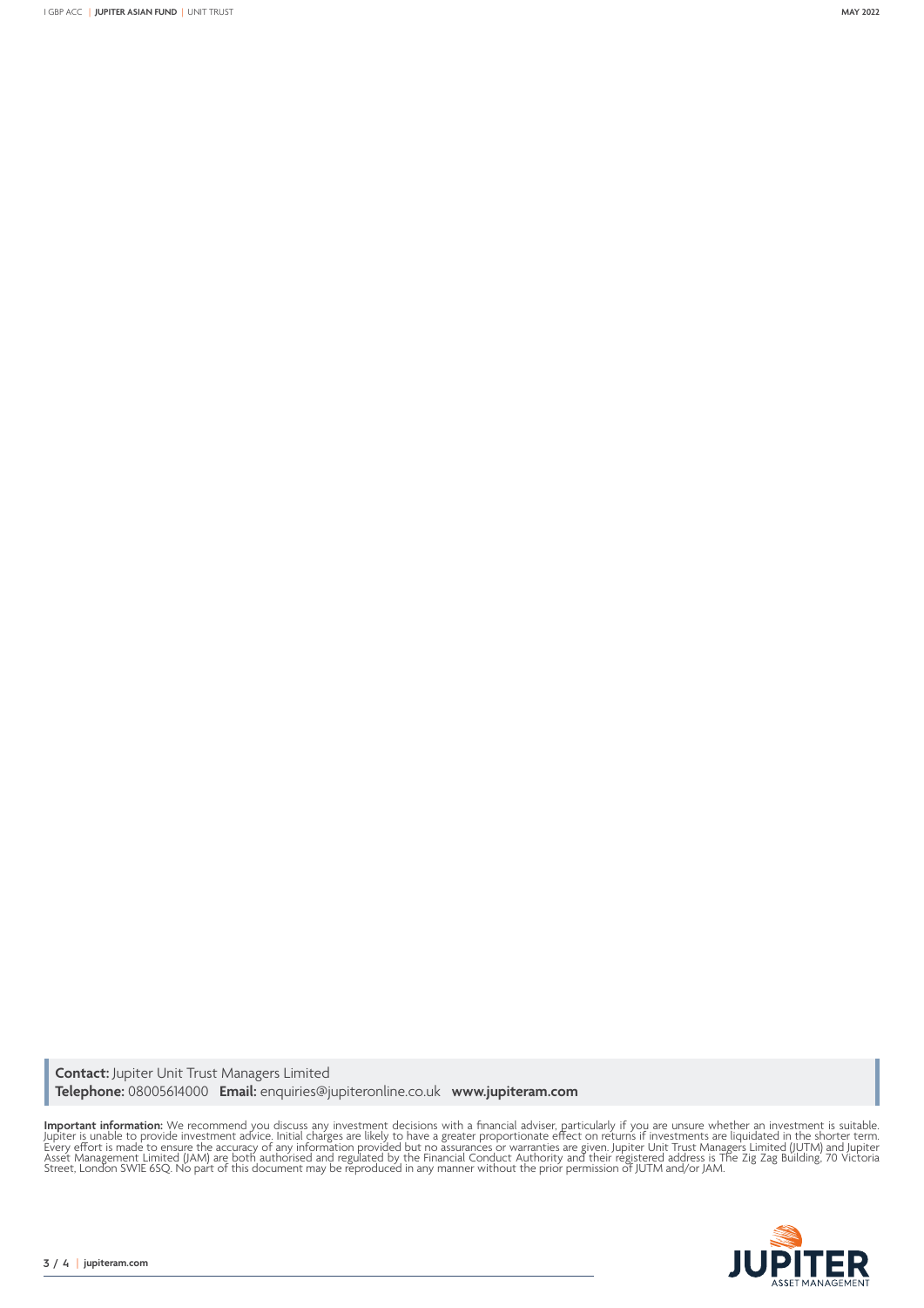**Contact:** Jupiter Unit Trust Managers Limited
**Telephone:** 08005614000 **Email:** enquiries@jupiteronline.co.uk **www.jupiteram.com**

**Important information:** We recommend you discuss any investment decisions with a financial adviser, particularly if you are unsure whether an investment is suitable. Jupiter is unable to provide investment advice. Initial charges are likely to have a greater proportionate effect on returns if investments are liquidated in the shorter term. Every effort is made to ensure the accuracy of any information provided but no assurances or warranties are given. Jupiter Unit Trust Managers Limited (JUTM) and Jupiter Asset Management Limited (JAM) are both authorised and regulated by the Financial Conduct Authority and their registered address is The Zig Zag Building, 70 Victoria Street, London SW1E 6SQ. No part of this document may be reproduced in any manner without the prior permission of JUTM and/or JAM.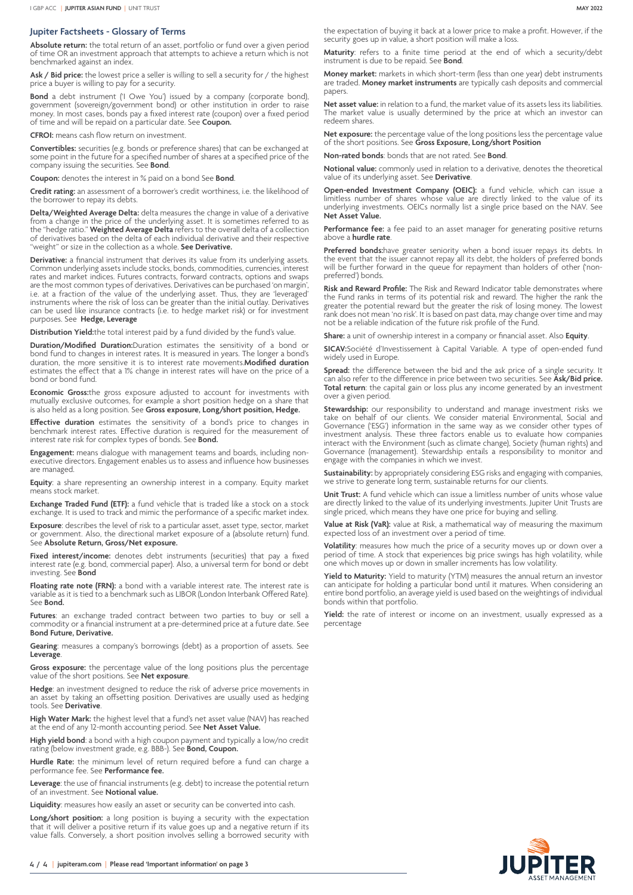## Jupiter Factsheets - Glossary of Terms

**Absolute return:** the total return of an asset, portfolio or fund over a given period of time OR an investment approach that attempts to achieve a return which is not benchmarked against an index.

**Ask / Bid price:** the lowest price a seller is willing to sell a security for / the highest price a buyer is willing to pay for a security.

**Bond** a debt instrument ('I Owe You') issued by a company (corporate bond), government (sovereign/government bond) or other institution in order to raise money. In most cases, bonds pay a fixed interest rate (coupon) over a fixed period of time and will be repaid on a particular date. See **Coupon.**

**CFROI:** means cash flow return on investment.

**Convertibles:** securities (e.g. bonds or preference shares) that can be exchanged at some point in the future for a specified number of shares at a specified price of the company issuing the securities. See **Bond**.

**Coupon:** denotes the interest in % paid on a bond See **Bond**.

**Credit rating:** an assessment of a borrower's credit worthiness, i.e. the likelihood of the borrower to repay its debts.

**Delta/Weighted Average Delta:** delta measures the change in value of a derivative from a change in the price of the underlying asset. It is sometimes referred to as the "hedge ratio." **Weighted Average Delta** refers to the overall delta of a collection of derivatives based on the delta of each individual derivative and their respective "weight" or size in the collection as a whole. **See Derivative.**

**Derivative:** a financial instrument that derives its value from its underlying assets. Common underlying assets include stocks, bonds, commodities, currencies, interest rates and market indices. Futures contracts, forward contracts, options and swaps are the most common types of derivatives. Derivatives can be purchased 'on margin', i.e. at a fraction of the value of the underlying asset. Thus, they are 'leveraged' instruments where the risk of loss can be greater than the initial outlay. Derivatives can be used like insurance contracts (i.e. to hedge market risk) or for investment purposes. See **Hedge, Leverage**

**Distribution Yield:**the total interest paid by a fund divided by the fund's value.

**Duration/Modified Duration:**Duration estimates the sensitivity of a bond or bond fund to changes in interest rates. It is measured in years. The longer a bond's duration, the more sensitive it is to interest rate movements.**Modified duration** estimates the effect that a 1% change in interest rates will have on the price of a bond or bond fund.

**Economic Gross:**the gross exposure adjusted to account for investments with mutually exclusive outcomes, for example a short position hedge on a share that is also held as a long position. See **Gross exposure, Long/short position, Hedge.**

**Effective duration** estimates the sensitivity of a bond's price to changes in benchmark interest rates. Effective duration is required for the measurement of interest rate risk for complex types of bonds. See **Bond.**

**Engagement:** means dialogue with management teams and boards, including non-executive directors. Engagement enables us to assess and influence how businesses are managed.

**Equity**: a share representing an ownership interest in a company. Equity market means stock market.

**Exchange Traded Fund (ETF):** a fund vehicle that is traded like a stock on a stock exchange. It is used to track and mimic the performance of a specific market index.

**Exposure**: describes the level of risk to a particular asset, asset type, sector, market or government. Also, the directional market exposure of a (absolute return) fund. See **Absolute Return, Gross/Net exposure.**

**Fixed interest/income:** denotes debt instruments (securities) that pay a fixed interest rate (e.g. bond, commercial paper). Also, a universal term for bond or debt investing. See **Bond**

**Floating rate note (FRN):** a bond with a variable interest rate. The interest rate is variable as it is tied to a benchmark such as LIBOR (London Interbank Offered Rate). See **Bond.**

**Futures**: an exchange traded contract between two parties to buy or sell a commodity or a financial instrument at a pre-determined price at a future date. See **Bond Future, Derivative.**

**Gearing**: measures a company's borrowings (debt) as a proportion of assets. See **Leverage**.

**Gross exposure:** the percentage value of the long positions plus the percentage value of the short positions. See **Net exposure**.

**Hedge**: an investment designed to reduce the risk of adverse price movements in an asset by taking an offsetting position. Derivatives are usually used as hedging tools. See **Derivative**.

**High Water Mark:** the highest level that a fund's net asset value (NAV) has reached at the end of any 12-month accounting period. See **Net Asset Value.**

**High yield bond**: a bond with a high coupon payment and typically a low/no credit rating (below investment grade, e.g. BBB-). See **Bond, Coupon.**

**Hurdle Rate:** the minimum level of return required before a fund can charge a performance fee. See **Performance fee.**

**Leverage**: the use of financial instruments (e.g. debt) to increase the potential return of an investment. See **Notional value.**

**Liquidity**: measures how easily an asset or security can be converted into cash.

**Long/short position:** a long position is buying a security with the expectation that it will deliver a positive return if its value goes up and a negative return if its value falls. Conversely, a short position involves selling a borrowed security with the expectation of buying it back at a lower price to make a profit. However, if the security goes up in value, a short position will make a loss.

**Maturity**: refers to a finite time period at the end of which a security/debt instrument is due to be repaid. See **Bond**.

**Money market:** markets in which short-term (less than one year) debt instruments are traded. **Money market instruments** are typically cash deposits and commercial papers.

**Net asset value:** in relation to a fund, the market value of its assets less its liabilities. The market value is usually determined by the price at which an investor can redeem shares.

**Net exposure:** the percentage value of the long positions less the percentage value of the short positions. See **Gross Exposure, Long/short Position**

**Non-rated bonds**: bonds that are not rated. See **Bond**.

**Notional value:** commonly used in relation to a derivative, denotes the theoretical value of its underlying asset. See **Derivative**.

**Open-ended Investment Company (OEIC):** a fund vehicle, which can issue a limitless number of shares whose value are directly linked to the value of its underlying investments. OEICs normally list a single price based on the NAV. See **Net Asset Value.**

**Performance fee:** a fee paid to an asset manager for generating positive returns above a **hurdle rate**.

**Preferred bonds:**have greater seniority when a bond issuer repays its debts. In the event that the issuer cannot repay all its debt, the holders of preferred bonds will be further forward in the queue for repayment than holders of other ('non-preferred') bonds.

**Risk and Reward Profile:** The Risk and Reward Indicator table demonstrates where the Fund ranks in terms of its potential risk and reward. The higher the rank the greater the potential reward but the greater the risk of losing money. The lowest rank does not mean 'no risk'. It is based on past data, may change over time and may not be a reliable indication of the future risk profile of the Fund.

**Share:** a unit of ownership interest in a company or financial asset. Also **Equity**.

**SICAV:**Société d'Investissement à Capital Variable. A type of open-ended fund widely used in Europe.

**Spread:** the difference between the bid and the ask price of a single security. It can also refer to the difference in price between two securities. See **Ask/Bid price.**
**Total return**: the capital gain or loss plus any income generated by an investment over a given period.

**Stewardship:** our responsibility to understand and manage investment risks we take on behalf of our clients. We consider material Environmental, Social and Governance ('ESG') information in the same way as we consider other types of investment analysis. These three factors enable us to evaluate how companies interact with the Environment (such as climate change), Society (human rights) and Governance (management). Stewardship entails a responsibility to monitor and engage with the companies in which we invest.

**Sustainability:** by appropriately considering ESG risks and engaging with companies, we strive to generate long term, sustainable returns for our clients.

**Unit Trust:** A fund vehicle which can issue a limitless number of units whose value are directly linked to the value of its underlying investments. Jupiter Unit Trusts are single priced, which means they have one price for buying and selling.

**Value at Risk (VaR):** value at Risk, a mathematical way of measuring the maximum expected loss of an investment over a period of time.

**Volatility**: measures how much the price of a security moves up or down over a period of time. A stock that experiences big price swings has high volatility, while one which moves up or down in smaller increments has low volatility.

**Yield to Maturity:** Yield to maturity (YTM) measures the annual return an investor can anticipate for holding a particular bond until it matures. When considering an entire bond portfolio, an average yield is used based on the weightings of individual bonds within that portfolio.

**Yield:** the rate of interest or income on an investment, usually expressed as a percentage